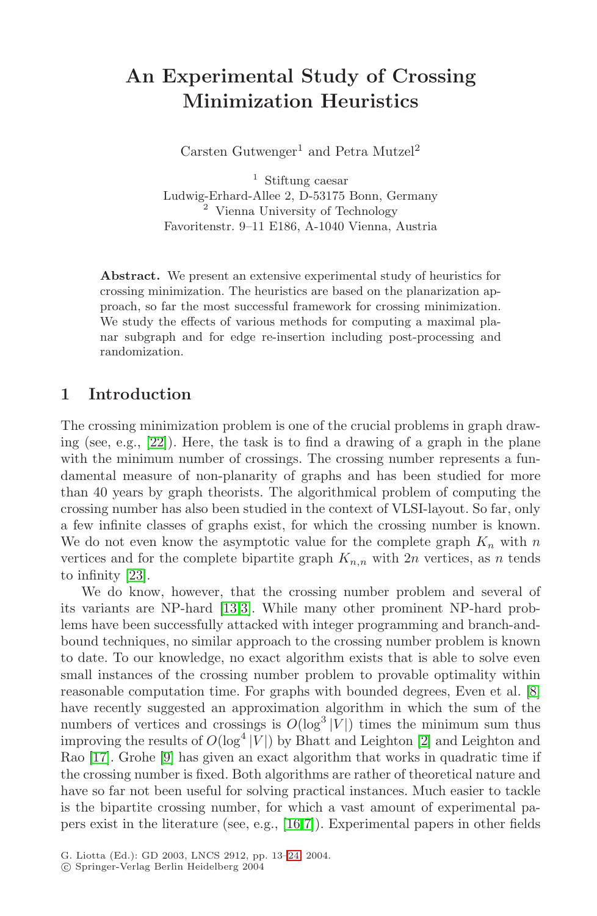# An Experimental Study of Crossing Minimization Heuristics

Carsten Gutwenger[1] and Petra Mutzel[2]

[1] Stiftung caesar
Ludwig-Erhard-Allee 2, D-53175 Bonn, Germany
[2] Vienna University of Technology
Favoritenstr. 9–11 E186, A-1040 Vienna, Austria

**Abstract.** We present an extensive experimental study of heuristics for crossing minimization. The heuristics are based on the planarization approach, so far the most successful framework for crossing minimization. We study the effects of various methods for computing a maximal planar subgraph and for edge re-insertion including post-processing and randomization.

## 1 Introduction

The crossing minimization problem is one of the crucial problems in graph drawing (see, e.g., [22]). Here, the task is to find a drawing of a graph in the plane with the minimum number of crossings. The crossing number represents a fundamental measure of non-planarity of graphs and has been studied for more than 40 years by graph theorists. The algorithmical problem of computing the crossing number has also been studied in the context of VLSI-layout. So far, only a few infinite classes of graphs exist, for which the crossing number is known. We do not even know the asymptotic value for the complete graph $K_n$ with $n$ vertices and for the complete bipartite graph $K_{n,n}$ with $2n$ vertices, as $n$ tends to infinity [23].

We do know, however, that the crossing number problem and several of its variants are NP-hard [13,3]. While many other prominent NP-hard problems have been successfully attacked with integer programming and branch-and-bound techniques, no similar approach to the crossing number problem is known to date. To our knowledge, no exact algorithm exists that is able to solve even small instances of the crossing number problem to provable optimality within reasonable computation time. For graphs with bounded degrees, Even et al. [8] have recently suggested an approximation algorithm in which the sum of the numbers of vertices and crossings is $O(\log^3 |V|)$ times the minimum sum thus improving the results of $O(\log^4 |V|)$ by Bhatt and Leighton [2] and Leighton and Rao [17]. Grohe [9] has given an exact algorithm that works in quadratic time if the crossing number is fixed. Both algorithms are rather of theoretical nature and have so far not been useful for solving practical instances. Much easier to tackle is the bipartite crossing number, for which a vast amount of experimental papers exist in the literature (see, e.g., [16,7]). Experimental papers in other fields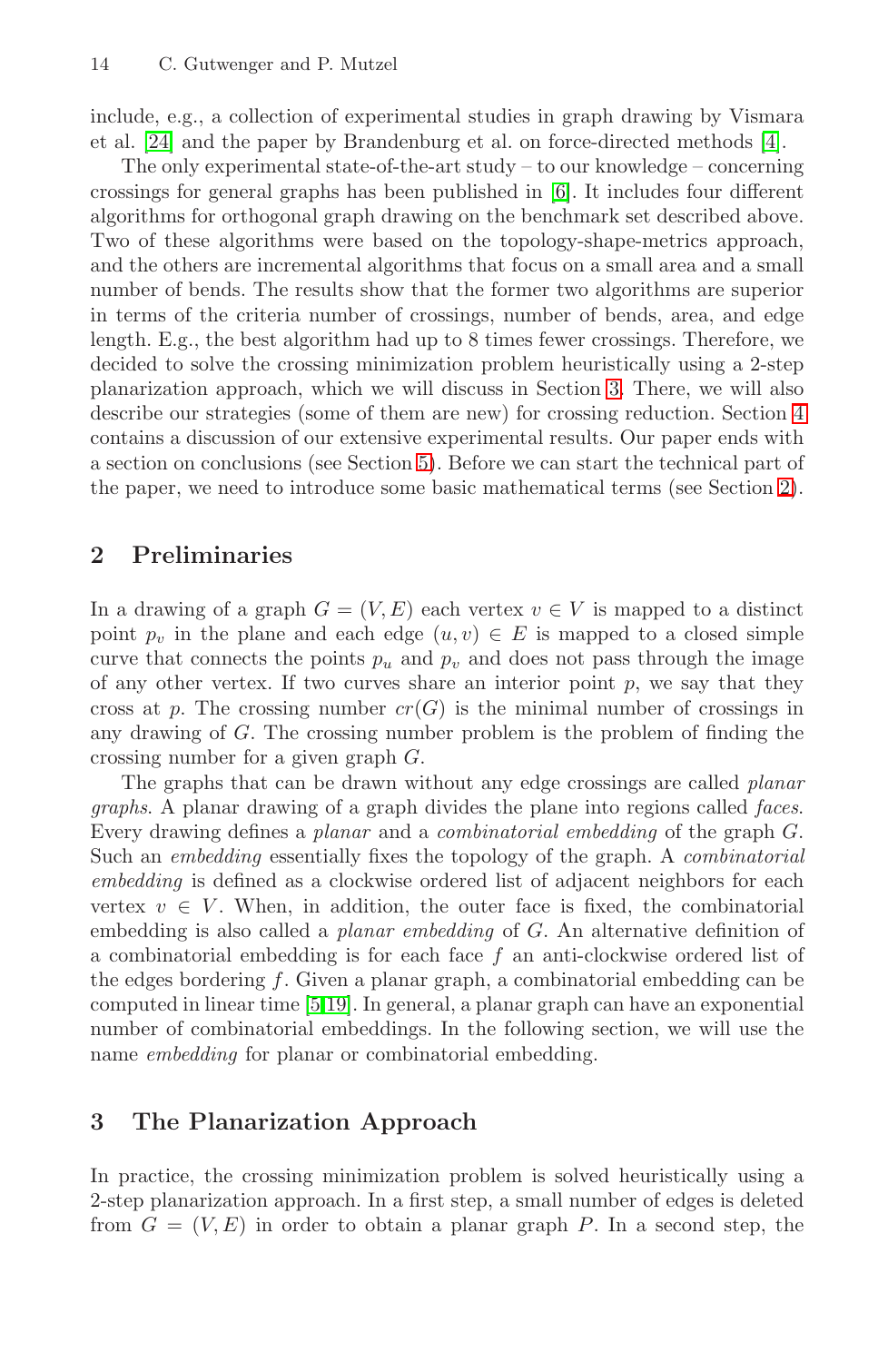include, e.g., a collection of experimental studies in graph drawing by Vismara et al. [24] and the paper by Brandenburg et al. on force-directed methods [4].

The only experimental state-of-the-art study – to our knowledge – concerning crossings for general graphs has been published in [6]. It includes four different algorithms for orthogonal graph drawing on the benchmark set described above. Two of these algorithms were based on the topology-shape-metrics approach, and the others are incremental algorithms that focus on a small area and a small number of bends. The results show that the former two algorithms are superior in terms of the criteria number of crossings, number of bends, area, and edge length. E.g., the best algorithm had up to 8 times fewer crossings. Therefore, we decided to solve the crossing minimization problem heuristically using a 2-step planarization approach, which we will discuss in Section 3. There, we will also describe our strategies (some of them are new) for crossing reduction. Section 4 contains a discussion of our extensive experimental results. Our paper ends with a section on conclusions (see Section 5). Before we can start the technical part of the paper, we need to introduce some basic mathematical terms (see Section 2).

## 2 Preliminaries

In a drawing of a graph $G = (V, E)$ each vertex $v \in V$ is mapped to a distinct point $p_v$ in the plane and each edge $(u, v) \in E$ is mapped to a closed simple curve that connects the points $p_u$ and $p_v$ and does not pass through the image of any other vertex. If two curves share an interior point $p$, we say that they cross at $p$. The crossing number $cr(G)$ is the minimal number of crossings in any drawing of $G$. The crossing number problem is the problem of finding the crossing number for a given graph $G$.

The graphs that can be drawn without any edge crossings are called *planar graphs*. A planar drawing of a graph divides the plane into regions called *faces*. Every drawing defines a *planar* and a *combinatorial embedding* of the graph $G$. Such an *embedding* essentially fixes the topology of the graph. A *combinatorial embedding* is defined as a clockwise ordered list of adjacent neighbors for each vertex $v \in V$. When, in addition, the outer face is fixed, the combinatorial embedding is also called a *planar embedding* of $G$. An alternative definition of a combinatorial embedding is for each face $f$ an anti-clockwise ordered list of the edges bordering $f$. Given a planar graph, a combinatorial embedding can be computed in linear time [5,19]. In general, a planar graph can have an exponential number of combinatorial embeddings. In the following section, we will use the name *embedding* for planar or combinatorial embedding.

## 3 The Planarization Approach

In practice, the crossing minimization problem is solved heuristically using a 2-step planarization approach. In a first step, a small number of edges is deleted from $G = (V, E)$ in order to obtain a planar graph $P$. In a second step, the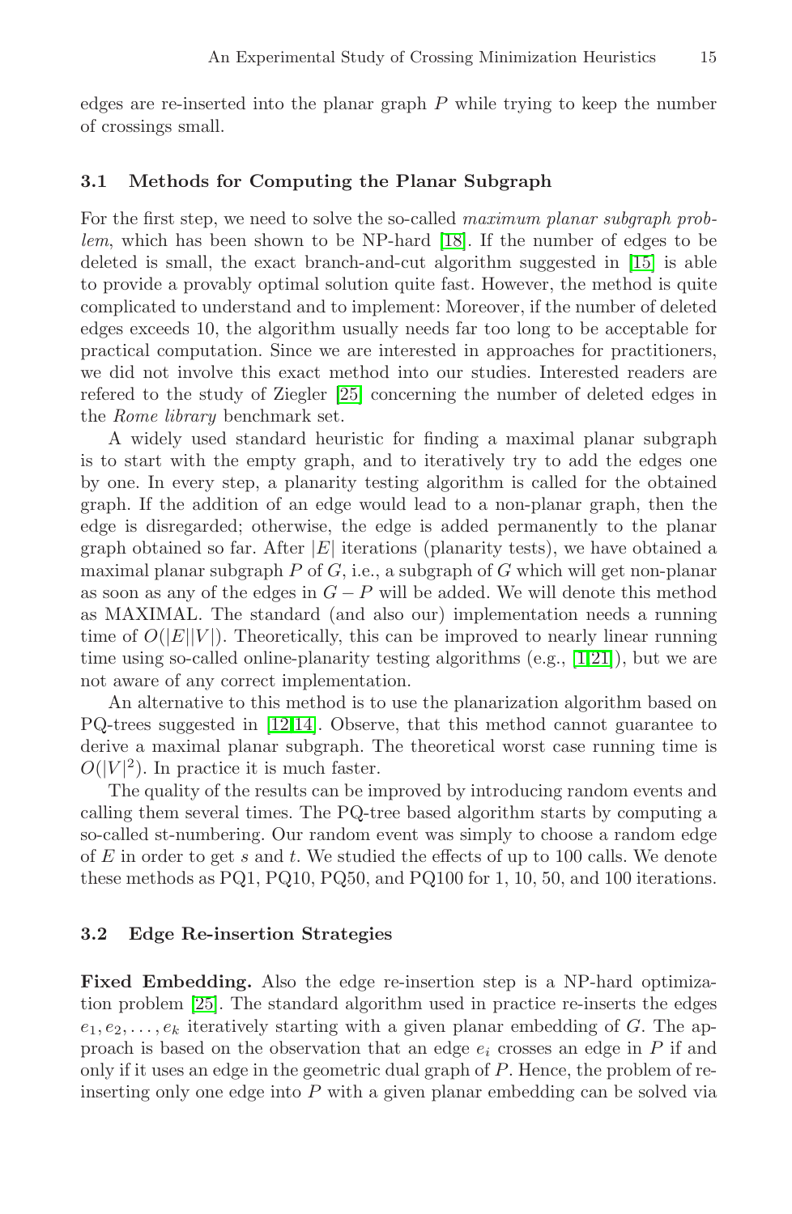edges are re-inserted into the planar graph $P$ while trying to keep the number of crossings small.

### 3.1 Methods for Computing the Planar Subgraph

For the first step, we need to solve the so-called *maximum planar subgraph problem*, which has been shown to be NP-hard [18]. If the number of edges to be deleted is small, the exact branch-and-cut algorithm suggested in [15] is able to provide a provably optimal solution quite fast. However, the method is quite complicated to understand and to implement: Moreover, if the number of deleted edges exceeds 10, the algorithm usually needs far too long to be acceptable for practical computation. Since we are interested in approaches for practitioners, we did not involve this exact method into our studies. Interested readers are refered to the study of Ziegler [25] concerning the number of deleted edges in the *Rome library* benchmark set.

A widely used standard heuristic for finding a maximal planar subgraph is to start with the empty graph, and to iteratively try to add the edges one by one. In every step, a planarity testing algorithm is called for the obtained graph. If the addition of an edge would lead to a non-planar graph, then the edge is disregarded; otherwise, the edge is added permanently to the planar graph obtained so far. After $|E|$ iterations (planarity tests), we have obtained a maximal planar subgraph $P$ of $G$, i.e., a subgraph of $G$ which will get non-planar as soon as any of the edges in $G - P$ will be added. We will denote this method as MAXIMAL. The standard (and also our) implementation needs a running time of $O(|E||V|)$. Theoretically, this can be improved to nearly linear running time using so-called online-planarity testing algorithms (e.g., [1,21]), but we are not aware of any correct implementation.

An alternative to this method is to use the planarization algorithm based on PQ-trees suggested in [12,14]. Observe, that this method cannot guarantee to derive a maximal planar subgraph. The theoretical worst case running time is $O(|V|^2)$. In practice it is much faster.

The quality of the results can be improved by introducing random events and calling them several times. The PQ-tree based algorithm starts by computing a so-called st-numbering. Our random event was simply to choose a random edge of $E$ in order to get $s$ and $t$. We studied the effects of up to 100 calls. We denote these methods as PQ1, PQ10, PQ50, and PQ100 for 1, 10, 50, and 100 iterations.

### 3.2 Edge Re-insertion Strategies

**Fixed Embedding.** Also the edge re-insertion step is a NP-hard optimization problem [25]. The standard algorithm used in practice re-inserts the edges $e_1, e_2, \ldots, e_k$ iteratively starting with a given planar embedding of $G$. The approach is based on the observation that an edge $e_i$ crosses an edge in $P$ if and only if it uses an edge in the geometric dual graph of $P$. Hence, the problem of re-inserting only one edge into $P$ with a given planar embedding can be solved via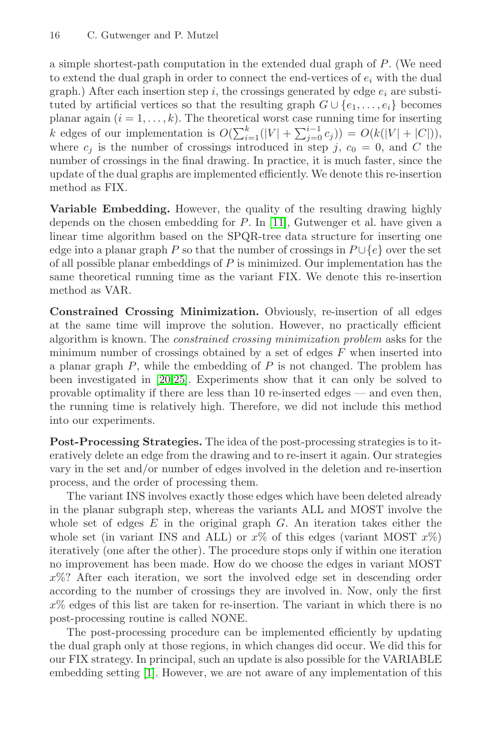a simple shortest-path computation in the extended dual graph of $P$. (We need to extend the dual graph in order to connect the end-vertices of $e_i$ with the dual graph.) After each insertion step $i$, the crossings generated by edge $e_i$ are substituted by artificial vertices so that the resulting graph $G \cup \{e_1, \ldots, e_i\}$ becomes planar again ($i = 1, \ldots, k$). The theoretical worst case running time for inserting $k$ edges of our implementation is $O(\sum_{i=1}^{k}(|V| + \sum_{j=0}^{i-1} c_j)) = O(k(|V| + |C|))$, where $c_j$ is the number of crossings introduced in step $j$, $c_0 = 0$, and $C$ the number of crossings in the final drawing. In practice, it is much faster, since the update of the dual graphs are implemented efficiently. We denote this re-insertion method as FIX.

**Variable Embedding.** However, the quality of the resulting drawing highly depends on the chosen embedding for $P$. In [11], Gutwenger et al. have given a linear time algorithm based on the SPQR-tree data structure for inserting one edge into a planar graph $P$ so that the number of crossings in $P \cup \{e\}$ over the set of all possible planar embeddings of $P$ is minimized. Our implementation has the same theoretical running time as the variant FIX. We denote this re-insertion method as VAR.

**Constrained Crossing Minimization.** Obviously, re-insertion of all edges at the same time will improve the solution. However, no practically efficient algorithm is known. The *constrained crossing minimization problem* asks for the minimum number of crossings obtained by a set of edges $F$ when inserted into a planar graph $P$, while the embedding of $P$ is not changed. The problem has been investigated in [20,25]. Experiments show that it can only be solved to provable optimality if there are less than 10 re-inserted edges — and even then, the running time is relatively high. Therefore, we did not include this method into our experiments.

**Post-Processing Strategies.** The idea of the post-processing strategies is to iteratively delete an edge from the drawing and to re-insert it again. Our strategies vary in the set and/or number of edges involved in the deletion and re-insertion process, and the order of processing them.

The variant INS involves exactly those edges which have been deleted already in the planar subgraph step, whereas the variants ALL and MOST involve the whole set of edges $E$ in the original graph $G$. An iteration takes either the whole set (in variant INS and ALL) or $x$% of this edges (variant MOST $x$%) iteratively (one after the other). The procedure stops only if within one iteration no improvement has been made. How do we choose the edges in variant MOST $x$%? After each iteration, we sort the involved edge set in descending order according to the number of crossings they are involved in. Now, only the first $x$% edges of this list are taken for re-insertion. The variant in which there is no post-processing routine is called NONE.

The post-processing procedure can be implemented efficiently by updating the dual graph only at those regions, in which changes did occur. We did this for our FIX strategy. In principal, such an update is also possible for the VARIABLE embedding setting [1]. However, we are not aware of any implementation of this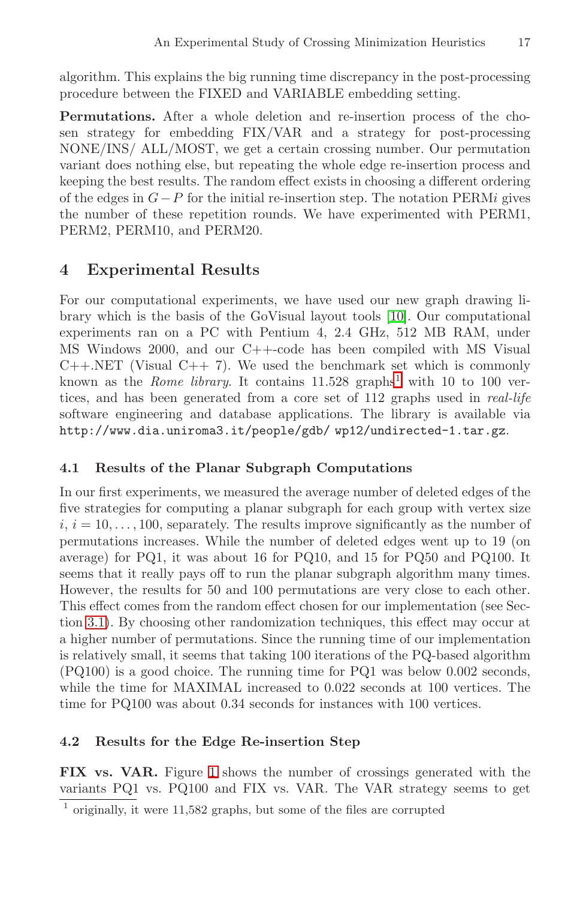algorithm. This explains the big running time discrepancy in the post-processing procedure between the FIXED and VARIABLE embedding setting.

**Permutations.** After a whole deletion and re-insertion process of the chosen strategy for embedding FIX/VAR and a strategy for post-processing NONE/INS/ ALL/MOST, we get a certain crossing number. Our permutation variant does nothing else, but repeating the whole edge re-insertion process and keeping the best results. The random effect exists in choosing a different ordering of the edges in $G - P$ for the initial re-insertion step. The notation PERM$i$ gives the number of these repetition rounds. We have experimented with PERM1, PERM2, PERM10, and PERM20.

## 4 Experimental Results

For our computational experiments, we have used our new graph drawing library which is the basis of the GoVisual layout tools [10]. Our computational experiments ran on a PC with Pentium 4, 2.4 GHz, 512 MB RAM, under MS Windows 2000, and our C++-code has been compiled with MS Visual C++.NET (Visual C++ 7). We used the benchmark set which is commonly known as the *Rome library*. It contains 11.528 graphs[1] with 10 to 100 vertices, and has been generated from a core set of 112 graphs used in *real-life* software engineering and database applications. The library is available via `http://www.dia.uniroma3.it/people/gdb/ wp12/undirected-1.tar.gz`.

### 4.1 Results of the Planar Subgraph Computations

In our first experiments, we measured the average number of deleted edges of the five strategies for computing a planar subgraph for each group with vertex size $i$, $i = 10, \ldots, 100$, separately. The results improve significantly as the number of permutations increases. While the number of deleted edges went up to 19 (on average) for PQ1, it was about 16 for PQ10, and 15 for PQ50 and PQ100. It seems that it really pays off to run the planar subgraph algorithm many times. However, the results for 50 and 100 permutations are very close to each other. This effect comes from the random effect chosen for our implementation (see Section 3.1). By choosing other randomization techniques, this effect may occur at a higher number of permutations. Since the running time of our implementation is relatively small, it seems that taking 100 iterations of the PQ-based algorithm (PQ100) is a good choice. The running time for PQ1 was below 0.002 seconds, while the time for MAXIMAL increased to 0.022 seconds at 100 vertices. The time for PQ100 was about 0.34 seconds for instances with 100 vertices.

### 4.2 Results for the Edge Re-insertion Step

**FIX vs. VAR.** Figure 1 shows the number of crossings generated with the variants PQ1 vs. PQ100 and FIX vs. VAR. The VAR strategy seems to get

[1] originally, it were 11,582 graphs, but some of the files are corrupted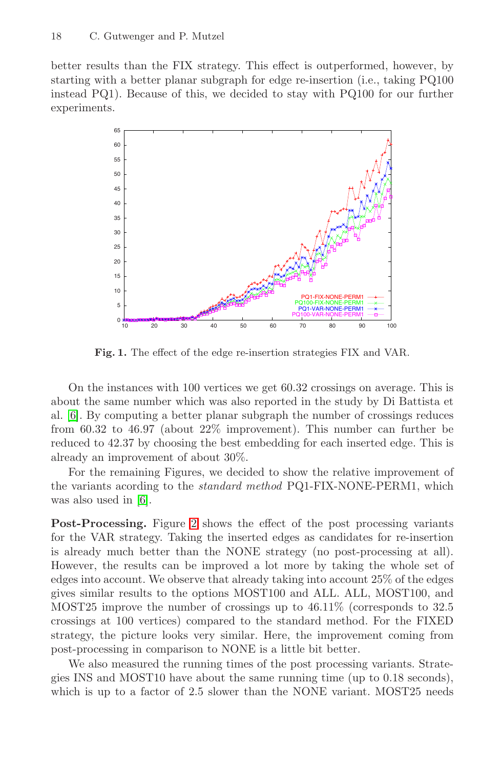better results than the FIX strategy. This effect is outperformed, however, by starting with a better planar subgraph for edge re-insertion (i.e., taking PQ100 instead PQ1). Because of this, we decided to stay with PQ100 for our further experiments.

**Fig. 1.** The effect of the edge re-insertion strategies FIX and VAR.

On the instances with 100 vertices we get 60.32 crossings on average. This is about the same number which was also reported in the study by Di Battista et al. [6]. By computing a better planar subgraph the number of crossings reduces from 60.32 to 46.97 (about 22% improvement). This number can further be reduced to 42.37 by choosing the best embedding for each inserted edge. This is already an improvement of about 30%.

For the remaining Figures, we decided to show the relative improvement of the variants acording to the *standard method* PQ1-FIX-NONE-PERM1, which was also used in [6].

**Post-Processing.** Figure 2 shows the effect of the post processing variants for the VAR strategy. Taking the inserted edges as candidates for re-insertion is already much better than the NONE strategy (no post-processing at all). However, the results can be improved a lot more by taking the whole set of edges into account. We observe that already taking into account 25% of the edges gives similar results to the options MOST100 and ALL. ALL, MOST100, and MOST25 improve the number of crossings up to 46.11% (corresponds to 32.5 crossings at 100 vertices) compared to the standard method. For the FIXED strategy, the picture looks very similar. Here, the improvement coming from post-processing in comparison to NONE is a little bit better.

We also measured the running times of the post processing variants. Strategies INS and MOST10 have about the same running time (up to 0.18 seconds), which is up to a factor of 2.5 slower than the NONE variant. MOST25 needs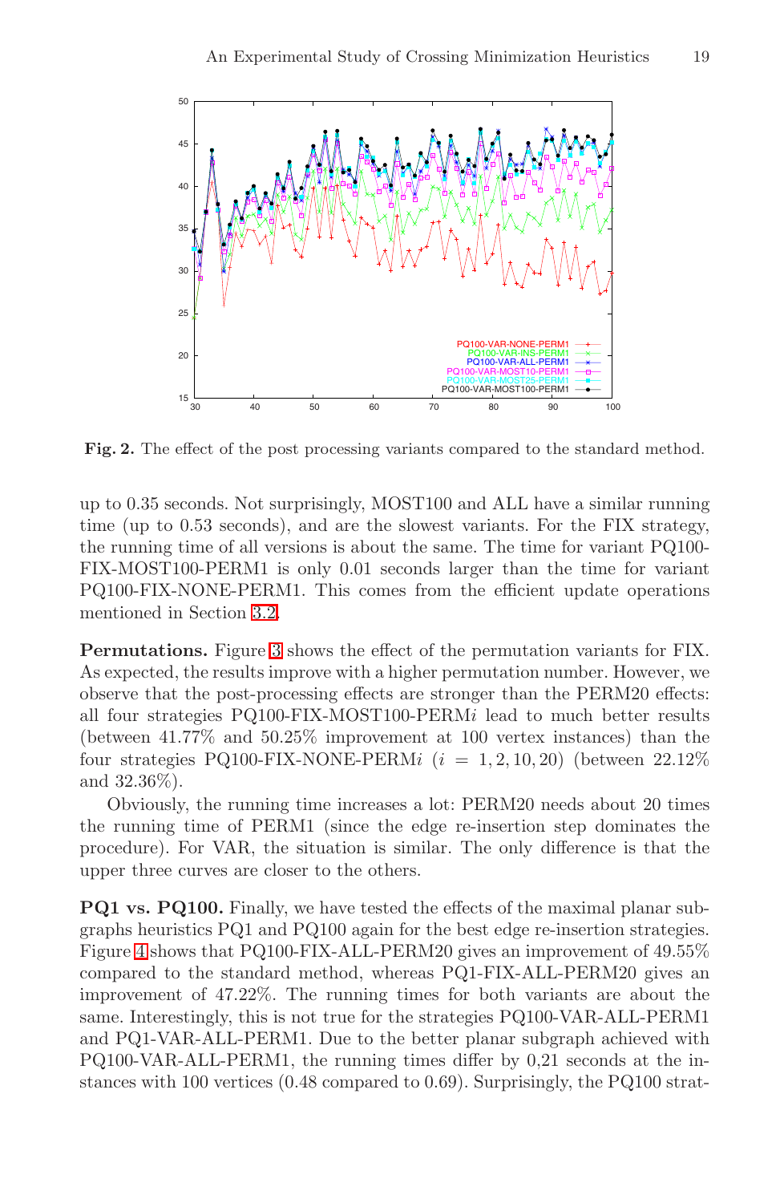**Fig. 2.** The effect of the post processing variants compared to the standard method.

up to 0.35 seconds. Not surprisingly, MOST100 and ALL have a similar running time (up to 0.53 seconds), and are the slowest variants. For the FIX strategy, the running time of all versions is about the same. The time for variant PQ100-FIX-MOST100-PERM1 is only 0.01 seconds larger than the time for variant PQ100-FIX-NONE-PERM1. This comes from the efficient update operations mentioned in Section 3.2.

**Permutations.** Figure 3 shows the effect of the permutation variants for FIX. As expected, the results improve with a higher permutation number. However, we observe that the post-processing effects are stronger than the PERM20 effects: all four strategies PQ100-FIX-MOST100-PERM$i$ lead to much better results (between 41.77% and 50.25% improvement at 100 vertex instances) than the four strategies PQ100-FIX-NONE-PERM$i$ ($i = 1, 2, 10, 20$) (between 22.12% and 32.36%).

Obviously, the running time increases a lot: PERM20 needs about 20 times the running time of PERM1 (since the edge re-insertion step dominates the procedure). For VAR, the situation is similar. The only difference is that the upper three curves are closer to the others.

**PQ1 vs. PQ100.** Finally, we have tested the effects of the maximal planar subgraphs heuristics PQ1 and PQ100 again for the best edge re-insertion strategies. Figure 4 shows that PQ100-FIX-ALL-PERM20 gives an improvement of 49.55% compared to the standard method, whereas PQ1-FIX-ALL-PERM20 gives an improvement of 47.22%. The running times for both variants are about the same. Interestingly, this is not true for the strategies PQ100-VAR-ALL-PERM1 and PQ1-VAR-ALL-PERM1. Due to the better planar subgraph achieved with PQ100-VAR-ALL-PERM1, the running times differ by 0,21 seconds at the instances with 100 vertices (0.48 compared to 0.69). Surprisingly, the PQ100 strat-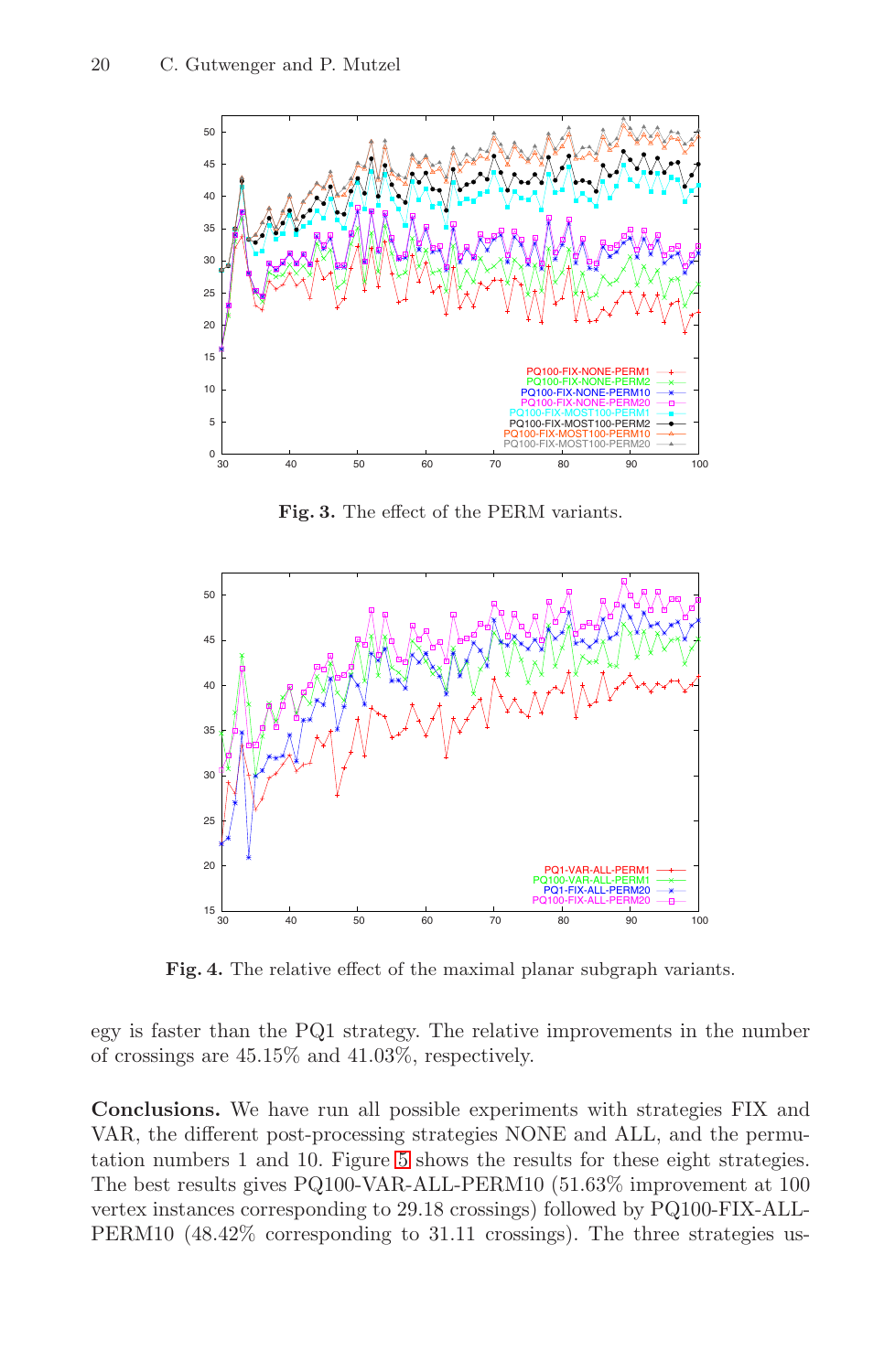Fig. 3. The effect of the PERM variants.

Fig. 4. The relative effect of the maximal planar subgraph variants.

egy is faster than the PQ1 strategy. The relative improvements in the number of crossings are 45.15% and 41.03%, respectively.

**Conclusions.** We have run all possible experiments with strategies FIX and VAR, the different post-processing strategies NONE and ALL, and the permutation numbers 1 and 10. Figure 5 shows the results for these eight strategies. The best results gives PQ100-VAR-ALL-PERM10 (51.63% improvement at 100 vertex instances corresponding to 29.18 crossings) followed by PQ100-FIX-ALL-PERM10 (48.42% corresponding to 31.11 crossings). The three strategies us-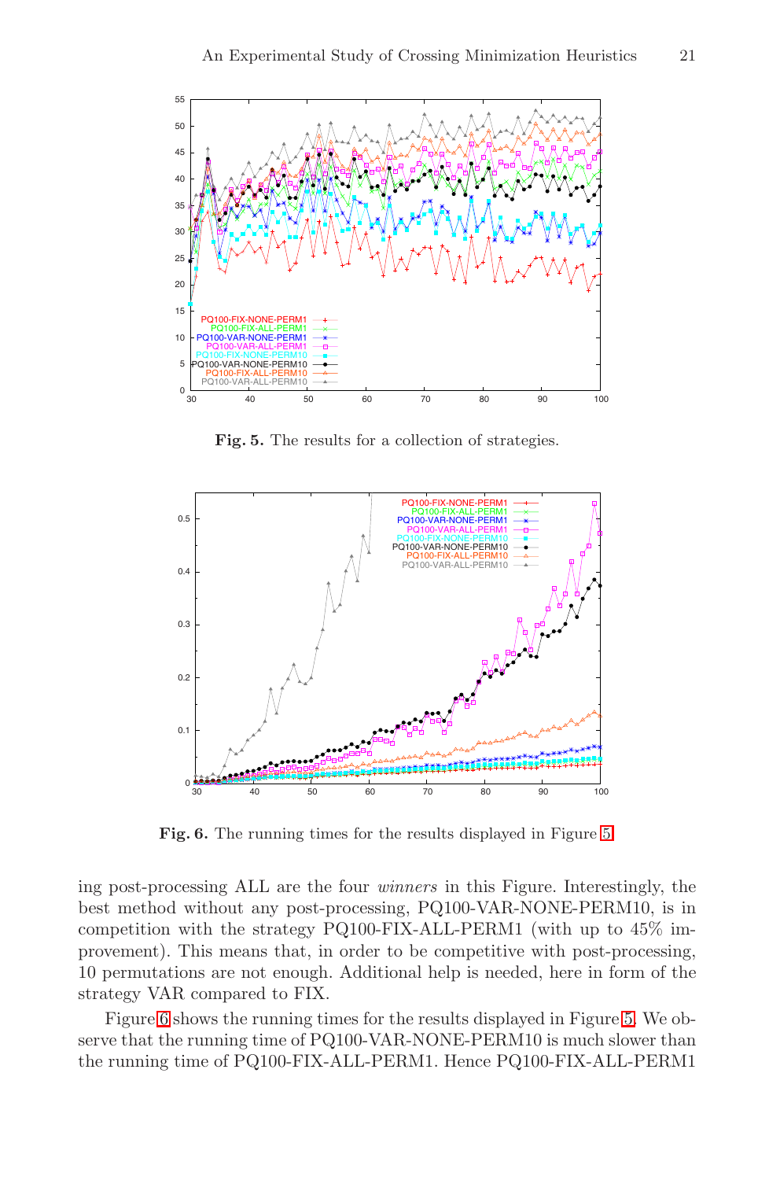Fig. 5. The results for a collection of strategies.

Fig. 6. The running times for the results displayed in Figure 5.

ing post-processing ALL are the four *winners* in this Figure. Interestingly, the best method without any post-processing, PQ100-VAR-NONE-PERM10, is in competition with the strategy PQ100-FIX-ALL-PERM1 (with up to 45% improvement). This means that, in order to be competitive with post-processing, 10 permutations are not enough. Additional help is needed, here in form of the strategy VAR compared to FIX.

Figure 6 shows the running times for the results displayed in Figure 5. We observe that the running time of PQ100-VAR-NONE-PERM10 is much slower than the running time of PQ100-FIX-ALL-PERM1. Hence PQ100-FIX-ALL-PERM1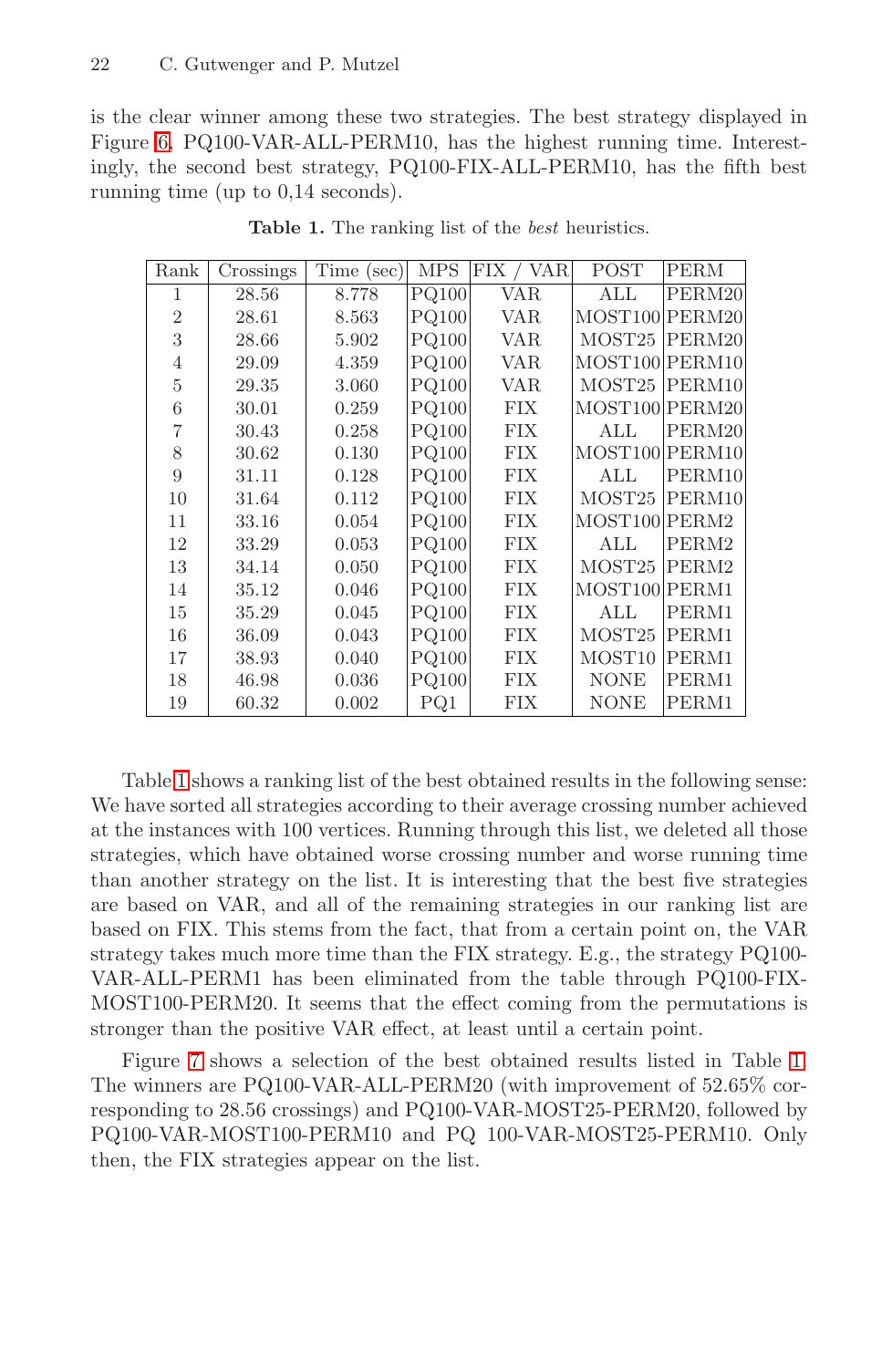is the clear winner among these two strategies. The best strategy displayed in Figure 6, PQ100-VAR-ALL-PERM10, has the highest running time. Interestingly, the second best strategy, PQ100-FIX-ALL-PERM10, has the fifth best running time (up to 0,14 seconds).

**Table 1.** The ranking list of the *best* heuristics.

| Rank | Crossings | Time (sec) | MPS | FIX / VAR | POST | PERM |
|---|---|---|---|---|---|---|
| 1 | 28.56 | 8.778 | PQ100 | VAR | ALL | PERM20 |
| 2 | 28.61 | 8.563 | PQ100 | VAR | MOST100 | PERM20 |
| 3 | 28.66 | 5.902 | PQ100 | VAR | MOST25 | PERM20 |
| 4 | 29.09 | 4.359 | PQ100 | VAR | MOST100 | PERM10 |
| 5 | 29.35 | 3.060 | PQ100 | VAR | MOST25 | PERM10 |
| 6 | 30.01 | 0.259 | PQ100 | FIX | MOST100 | PERM20 |
| 7 | 30.43 | 0.258 | PQ100 | FIX | ALL | PERM20 |
| 8 | 30.62 | 0.130 | PQ100 | FIX | MOST100 | PERM10 |
| 9 | 31.11 | 0.128 | PQ100 | FIX | ALL | PERM10 |
| 10 | 31.64 | 0.112 | PQ100 | FIX | MOST25 | PERM10 |
| 11 | 33.16 | 0.054 | PQ100 | FIX | MOST100 | PERM2 |
| 12 | 33.29 | 0.053 | PQ100 | FIX | ALL | PERM2 |
| 13 | 34.14 | 0.050 | PQ100 | FIX | MOST25 | PERM2 |
| 14 | 35.12 | 0.046 | PQ100 | FIX | MOST100 | PERM1 |
| 15 | 35.29 | 0.045 | PQ100 | FIX | ALL | PERM1 |
| 16 | 36.09 | 0.043 | PQ100 | FIX | MOST25 | PERM1 |
| 17 | 38.93 | 0.040 | PQ100 | FIX | MOST10 | PERM1 |
| 18 | 46.98 | 0.036 | PQ100 | FIX | NONE | PERM1 |
| 19 | 60.32 | 0.002 | PQ1 | FIX | NONE | PERM1 |

Table 1 shows a ranking list of the best obtained results in the following sense: We have sorted all strategies according to their average crossing number achieved at the instances with 100 vertices. Running through this list, we deleted all those strategies, which have obtained worse crossing number and worse running time than another strategy on the list. It is interesting that the best five strategies are based on VAR, and all of the remaining strategies in our ranking list are based on FIX. This stems from the fact, that from a certain point on, the VAR strategy takes much more time than the FIX strategy. E.g., the strategy PQ100-VAR-ALL-PERM1 has been eliminated from the table through PQ100-FIX-MOST100-PERM20. It seems that the effect coming from the permutations is stronger than the positive VAR effect, at least until a certain point.

Figure 7 shows a selection of the best obtained results listed in Table 1. The winners are PQ100-VAR-ALL-PERM20 (with improvement of 52.65% corresponding to 28.56 crossings) and PQ100-VAR-MOST25-PERM20, followed by PQ100-VAR-MOST100-PERM10 and PQ 100-VAR-MOST25-PERM10. Only then, the FIX strategies appear on the list.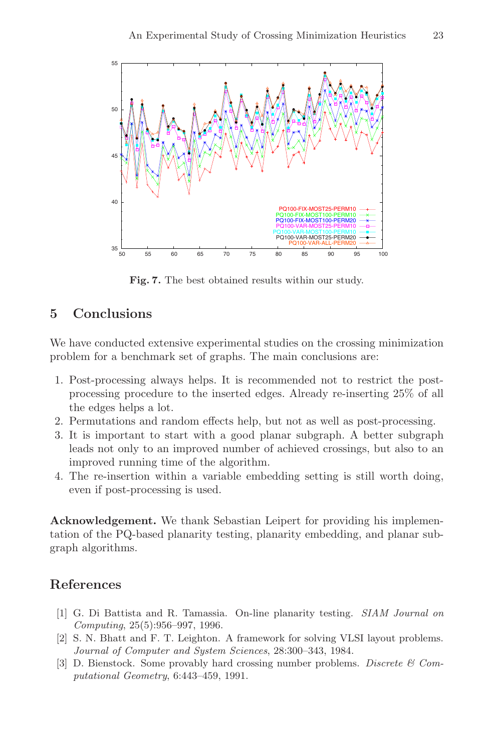**Fig. 7.** The best obtained results within our study.

## 5 Conclusions

We have conducted extensive experimental studies on the crossing minimization problem for a benchmark set of graphs. The main conclusions are:

1. Post-processing always helps. It is recommended not to restrict the post-processing procedure to the inserted edges. Already re-inserting 25% of all the edges helps a lot.
2. Permutations and random effects help, but not as well as post-processing.
3. It is important to start with a good planar subgraph. A better subgraph leads not only to an improved number of achieved crossings, but also to an improved running time of the algorithm.
4. The re-insertion within a variable embedding setting is still worth doing, even if post-processing is used.

**Acknowledgement.** We thank Sebastian Leipert for providing his implementation of the PQ-based planarity testing, planarity embedding, and planar subgraph algorithms.

## References

[1] G. Di Battista and R. Tamassia. On-line planarity testing. *SIAM Journal on Computing*, 25(5):956–997, 1996.

[2] S. N. Bhatt and F. T. Leighton. A framework for solving VLSI layout problems. *Journal of Computer and System Sciences*, 28:300–343, 1984.

[3] D. Bienstock. Some provably hard crossing number problems. *Discrete & Computational Geometry*, 6:443–459, 1991.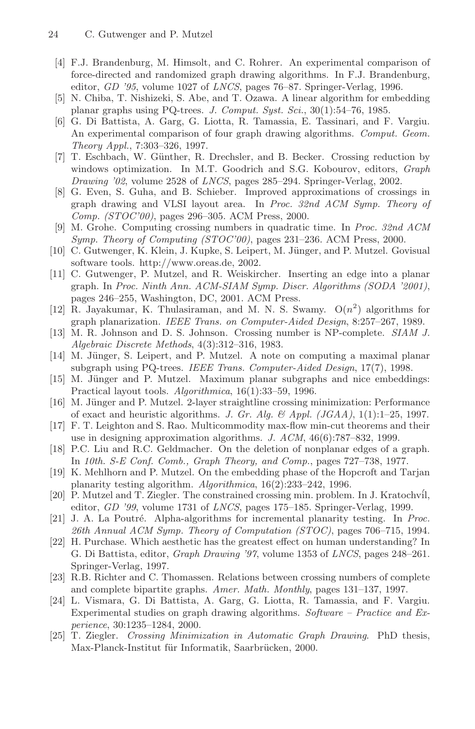[4] F.J. Brandenburg, M. Himsolt, and C. Rohrer. An experimental comparison of force-directed and randomized graph drawing algorithms. In F.J. Brandenburg, editor, *GD '95*, volume 1027 of *LNCS*, pages 76–87. Springer-Verlag, 1996.

[5] N. Chiba, T. Nishizeki, S. Abe, and T. Ozawa. A linear algorithm for embedding planar graphs using PQ-trees. *J. Comput. Syst. Sci.*, 30(1):54–76, 1985.

[6] G. Di Battista, A. Garg, G. Liotta, R. Tamassia, E. Tassinari, and F. Vargiu. An experimental comparison of four graph drawing algorithms. *Comput. Geom. Theory Appl.*, 7:303–326, 1997.

[7] T. Eschbach, W. Günther, R. Drechsler, and B. Becker. Crossing reduction by windows optimization. In M.T. Goodrich and S.G. Kobourov, editors, *Graph Drawing '02*, volume 2528 of *LNCS*, pages 285–294. Springer-Verlag, 2002.

[8] G. Even, S. Guha, and B. Schieber. Improved approximations of crossings in graph drawing and VLSI layout area. In *Proc. 32nd ACM Symp. Theory of Comp. (STOC'00)*, pages 296–305. ACM Press, 2000.

[9] M. Grohe. Computing crossing numbers in quadratic time. In *Proc. 32nd ACM Symp. Theory of Computing (STOC'00)*, pages 231–236. ACM Press, 2000.

[10] C. Gutwenger, K. Klein, J. Kupke, S. Leipert, M. Jünger, and P. Mutzel. Govisual software tools. http://www.oreas.de, 2002.

[11] C. Gutwenger, P. Mutzel, and R. Weiskircher. Inserting an edge into a planar graph. In *Proc. Ninth Ann. ACM-SIAM Symp. Discr. Algorithms (SODA '2001)*, pages 246–255, Washington, DC, 2001. ACM Press.

[12] R. Jayakumar, K. Thulasiraman, and M. N. S. Swamy. $O(n^2)$ algorithms for graph planarization. *IEEE Trans. on Computer-Aided Design*, 8:257–267, 1989.

[13] M. R. Johnson and D. S. Johnson. Crossing number is NP-complete. *SIAM J. Algebraic Discrete Methods*, 4(3):312–316, 1983.

[14] M. Jünger, S. Leipert, and P. Mutzel. A note on computing a maximal planar subgraph using PQ-trees. *IEEE Trans. Computer-Aided Design*, 17(7), 1998.

[15] M. Jünger and P. Mutzel. Maximum planar subgraphs and nice embeddings: Practical layout tools. *Algorithmica*, 16(1):33–59, 1996.

[16] M. Jünger and P. Mutzel. 2-layer straightline crossing minimization: Performance of exact and heuristic algorithms. *J. Gr. Alg. & Appl. (JGAA)*, 1(1):1–25, 1997.

[17] F. T. Leighton and S. Rao. Multicommodity max-flow min-cut theorems and their use in designing approximation algorithms. *J. ACM*, 46(6):787–832, 1999.

[18] P.C. Liu and R.C. Geldmacher. On the deletion of nonplanar edges of a graph. In *10th. S-E Conf. Comb., Graph Theory, and Comp.*, pages 727–738, 1977.

[19] K. Mehlhorn and P. Mutzel. On the embedding phase of the Hopcroft and Tarjan planarity testing algorithm. *Algorithmica*, 16(2):233–242, 1996.

[20] P. Mutzel and T. Ziegler. The constrained crossing min. problem. In J. Kratochvíl, editor, *GD '99*, volume 1731 of *LNCS*, pages 175–185. Springer-Verlag, 1999.

[21] J. A. La Poutré. Alpha-algorithms for incremental planarity testing. In *Proc. 26th Annual ACM Symp. Theory of Computation (STOC)*, pages 706–715, 1994.

[22] H. Purchase. Which aesthetic has the greatest effect on human understanding? In G. Di Battista, editor, *Graph Drawing '97*, volume 1353 of *LNCS*, pages 248–261. Springer-Verlag, 1997.

[23] R.B. Richter and C. Thomassen. Relations between crossing numbers of complete and complete bipartite graphs. *Amer. Math. Monthly*, pages 131–137, 1997.

[24] L. Vismara, G. Di Battista, A. Garg, G. Liotta, R. Tamassia, and F. Vargiu. Experimental studies on graph drawing algorithms. *Software – Practice and Experience*, 30:1235–1284, 2000.

[25] T. Ziegler. *Crossing Minimization in Automatic Graph Drawing*. PhD thesis, Max-Planck-Institut für Informatik, Saarbrücken, 2000.